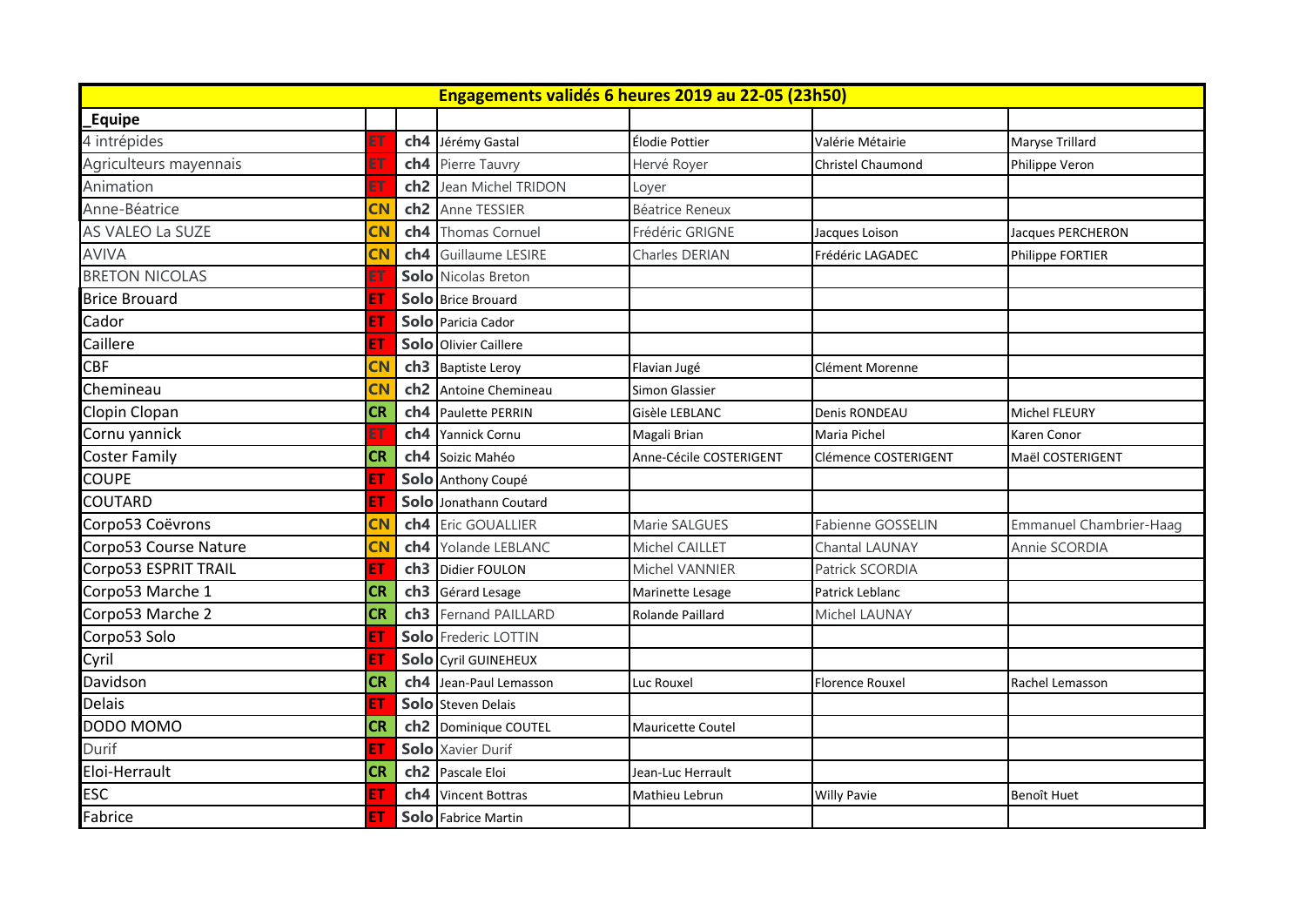| Engagements validés 6 heures 2019 au 22-05 (23h50) | | | | | | |
|---|---|---|---|---|---|---|
| _Equipe | | | | | | |
| 4 intrépides | ET | ch4 | Jérémy Gastal | Élodie Pottier | Valérie Métairie | Maryse Trillard |
| Agriculteurs mayennais | ET | ch4 | Pierre Tauvry | Hervé Royer | Christel Chaumond | Philippe Veron |
| Animation | ET | ch2 | Jean Michel TRIDON | Loyer | | |
| Anne-Béatrice | CN | ch2 | Anne TESSIER | Béatrice Reneux | | |
| AS VALEO La SUZE | CN | ch4 | Thomas Cornuel | Frédéric GRIGNE | Jacques Loison | Jacques PERCHERON |
| AVIVA | CN | ch4 | Guillaume LESIRE | Charles DERIAN | Frédéric LAGADEC | Philippe FORTIER |
| BRETON NICOLAS | ET | Solo | Nicolas Breton | | | |
| Brice Brouard | ET | Solo | Brice Brouard | | | |
| Cador | ET | Solo | Paricia Cador | | | |
| Caillere | ET | Solo | Olivier Caillere | | | |
| CBF | CN | ch3 | Baptiste Leroy | Flavian Jugé | Clément Morenne | |
| Chemineau | CN | ch2 | Antoine Chemineau | Simon Glassier | | |
| Clopin Clopan | CR | ch4 | Paulette PERRIN | Gisèle LEBLANC | Denis RONDEAU | Michel FLEURY |
| Cornu yannick | ET | ch4 | Yannick Cornu | Magali Brian | Maria Pichel | Karen Conor |
| Coster Family | CR | ch4 | Soizic Mahéo | Anne-Cécile COSTERIGENT | Clémence COSTERIGENT | Maël COSTERIGENT |
| COUPE | ET | Solo | Anthony Coupé | | | |
| COUTARD | ET | Solo | Jonathann Coutard | | | |
| Corpo53 Coëvrons | CN | ch4 | Eric GOUALLIER | Marie SALGUES | Fabienne GOSSELIN | Emmanuel Chambrier-Haag |
| Corpo53 Course Nature | CN | ch4 | Yolande LEBLANC | Michel CAILLET | Chantal LAUNAY | Annie SCORDIA |
| Corpo53 ESPRIT TRAIL | ET | ch3 | Didier FOULON | Michel VANNIER | Patrick SCORDIA | |
| Corpo53 Marche 1 | CR | ch3 | Gérard Lesage | Marinette Lesage | Patrick Leblanc | |
| Corpo53 Marche 2 | CR | ch3 | Fernand PAILLARD | Rolande Paillard | Michel LAUNAY | |
| Corpo53 Solo | ET | Solo | Frederic LOTTIN | | | |
| Cyril | ET | Solo | Cyril GUINEHEUX | | | |
| Davidson | CR | ch4 | Jean-Paul Lemasson | Luc Rouxel | Florence Rouxel | Rachel Lemasson |
| Delais | ET | Solo | Steven Delais | | | |
| DODO MOMO | CR | ch2 | Dominique COUTEL | Mauricette Coutel | | |
| Durif | ET | Solo | Xavier Durif | | | |
| Eloi-Herrault | CR | ch2 | Pascale Eloi | Jean-Luc Herrault | | |
| ESC | ET | ch4 | Vincent Bottras | Mathieu Lebrun | Willy Pavie | Benoît Huet |
| Fabrice | ET | Solo | Fabrice Martin | | | |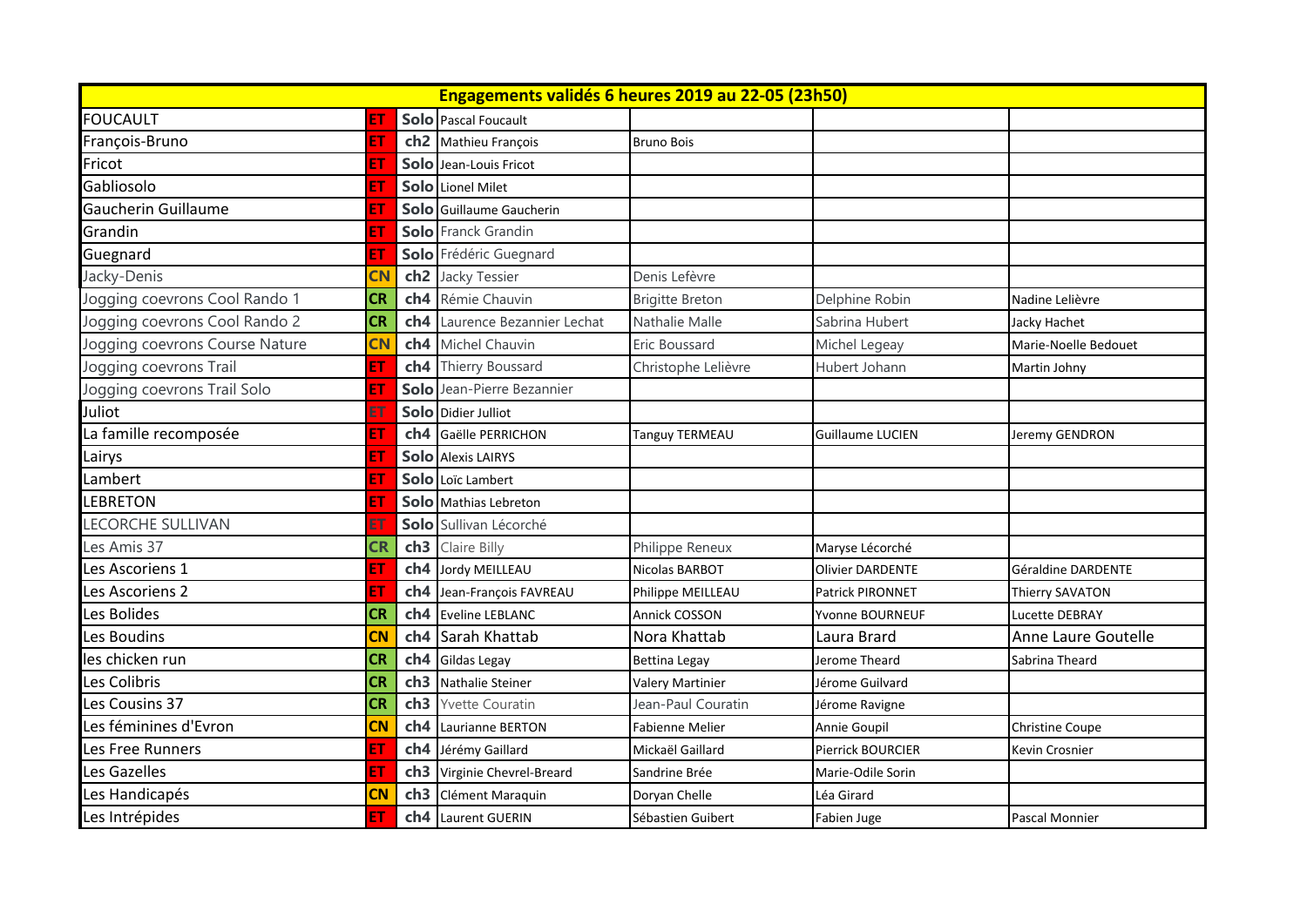| Engagements validés 6 heures 2019 au 22-05 (23h50) | | | | | | |
|---|---|---|---|---|---|---|
| FOUCAULT | ET | Solo | Pascal Foucault | | | |
| François-Bruno | ET | ch2 | Mathieu François | Bruno Bois | | |
| Fricot | ET | Solo | Jean-Louis Fricot | | | |
| Gabliosolo | ET | Solo | Lionel Milet | | | |
| Gaucherin Guillaume | ET | Solo | Guillaume Gaucherin | | | |
| Grandin | ET | Solo | Franck Grandin | | | |
| Guegnard | ET | Solo | Frédéric Guegnard | | | |
| Jacky-Denis | CN | ch2 | Jacky Tessier | Denis Lefèvre | | |
| Jogging coevrons Cool Rando 1 | CR | ch4 | Rémie Chauvin | Brigitte Breton | Delphine Robin | Nadine Lelièvre |
| Jogging coevrons Cool Rando 2 | CR | ch4 | Laurence Bezannier Lechat | Nathalie Malle | Sabrina Hubert | Jacky Hachet |
| Jogging coevrons Course Nature | CN | ch4 | Michel Chauvin | Eric Boussard | Michel Legeay | Marie-Noelle Bedouet |
| Jogging coevrons Trail | ET | ch4 | Thierry Boussard | Christophe Lelièvre | Hubert Johann | Martin Johny |
| Jogging coevrons Trail Solo | ET | Solo | Jean-Pierre Bezannier | | | |
| Juliot | ET | Solo | Didier Julliot | | | |
| La famille recomposée | ET | ch4 | Gaëlle PERRICHON | Tanguy TERMEAU | Guillaume LUCIEN | Jeremy GENDRON |
| Lairys | ET | Solo | Alexis LAIRYS | | | |
| Lambert | ET | Solo | Loïc Lambert | | | |
| LEBRETON | ET | Solo | Mathias Lebreton | | | |
| LECORCHE SULLIVAN | ET | Solo | Sullivan Lécorché | | | |
| Les Amis 37 | CR | ch3 | Claire Billy | Philippe Reneux | Maryse Lécorché | |
| Les Ascoriens 1 | ET | ch4 | Jordy MEILLEAU | Nicolas BARBOT | Olivier DARDENTE | Géraldine DARDENTE |
| Les Ascoriens 2 | ET | ch4 | Jean-François FAVREAU | Philippe MEILLEAU | Patrick PIRONNET | Thierry SAVATON |
| Les Bolides | CR | ch4 | Eveline LEBLANC | Annick COSSON | Yvonne BOURNEUF | Lucette DEBRAY |
| Les Boudins | CN | ch4 | Sarah Khattab | Nora Khattab | Laura Brard | Anne Laure Goutelle |
| les chicken run | CR | ch4 | Gildas Legay | Bettina Legay | Jerome Theard | Sabrina Theard |
| Les Colibris | CR | ch3 | Nathalie Steiner | Valery Martinier | Jérome Guilvard | |
| Les Cousins 37 | CR | ch3 | Yvette Couratin | Jean-Paul Couratin | Jérome Ravigne | |
| Les féminines d'Evron | CN | ch4 | Laurianne BERTON | Fabienne Melier | Annie Goupil | Christine Coupe |
| Les Free Runners | ET | ch4 | Jérémy Gaillard | Mickaël Gaillard | Pierrick BOURCIER | Kevin Crosnier |
| Les Gazelles | ET | ch3 | Virginie Chevrel-Breard | Sandrine Brée | Marie-Odile Sorin | |
| Les Handicapés | CN | ch3 | Clément Maraquin | Doryan Chelle | Léa Girard | |
| Les Intrépides | ET | ch4 | Laurent GUERIN | Sébastien Guibert | Fabien Juge | Pascal Monnier |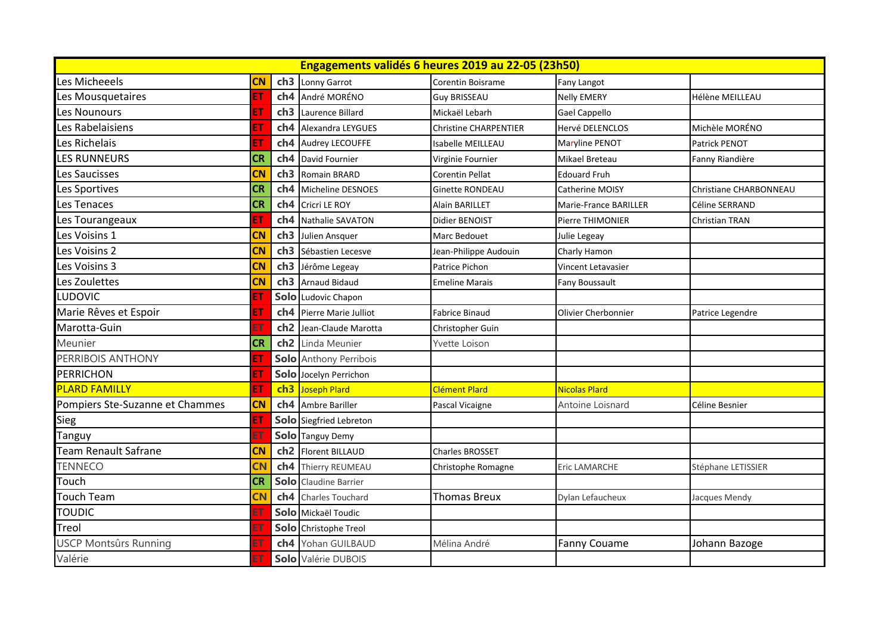| Engagements validés 6 heures 2019 au 22-05 (23h50) | | | | | | |
|---|---|---|---|---|---|---|
| Les Micheeels | CN | ch3 | Lonny Garrot | Corentin Boisrame | Fany Langot | |
| Les Mousquetaires | ET | ch4 | André MORÉNO | Guy BRISSEAU | Nelly EMERY | Hélène MEILLEAU |
| Les Nounours | ET | ch3 | Laurence Billard | Mickaël Lebarh | Gael Cappello | |
| Les Rabelaisiens | ET | ch4 | Alexandra LEYGUES | Christine CHARPENTIER | Hervé DELENCLOS | Michèle MORÉNO |
| Les Richelais | ET | ch4 | Audrey LECOUFFE | Isabelle MEILLEAU | Maryline PENOT | Patrick PENOT |
| LES RUNNEURS | CR | ch4 | David Fournier | Virginie Fournier | Mikael Breteau | Fanny Riandière |
| Les Saucisses | CN | ch3 | Romain BRARD | Corentin Pellat | Edouard Fruh | |
| Les Sportives | CR | ch4 | Micheline DESNOES | Ginette RONDEAU | Catherine MOISY | Christiane CHARBONNEAU |
| Les Tenaces | CR | ch4 | Cricri LE ROY | Alain BARILLET | Marie-France BARILLER | Céline SERRAND |
| Les Tourangeaux | ET | ch4 | Nathalie SAVATON | Didier BENOIST | Pierre THIMONIER | Christian TRAN |
| Les Voisins 1 | CN | ch3 | Julien Ansquer | Marc Bedouet | Julie Legeay | |
| Les Voisins 2 | CN | ch3 | Sébastien Lecesve | Jean-Philippe Audouin | Charly Hamon | |
| Les Voisins 3 | CN | ch3 | Jérôme Legeay | Patrice Pichon | Vincent Letavasier | |
| Les Zoulettes | CN | ch3 | Arnaud Bidaud | Emeline Marais | Fany Boussault | |
| LUDOVIC | ET | Solo | Ludovic Chapon | | | |
| Marie Rêves et Espoir | ET | ch4 | Pierre Marie Julliot | Fabrice Binaud | Olivier Cherbonnier | Patrice Legendre |
| Marotta-Guin | ET | ch2 | Jean-Claude Marotta | Christopher Guin | | |
| Meunier | CR | ch2 | Linda Meunier | Yvette Loison | | |
| PERRIBOIS ANTHONY | ET | Solo | Anthony Perribois | | | |
| PERRICHON | ET | Solo | Jocelyn Perrichon | | | |
| PLARD FAMILLY | ET | ch3 | Joseph Plard | Clément Plard | Nicolas Plard | |
| Pompiers Ste-Suzanne et Chammes | CN | ch4 | Ambre Bariller | Pascal Vicaigne | Antoine Loisnard | Céline Besnier |
| Sieg | ET | Solo | Siegfried Lebreton | | | |
| Tanguy | ET | Solo | Tanguy Demy | | | |
| Team Renault Safrane | CN | ch2 | Florent BILLAUD | Charles BROSSET | | |
| TENNECO | CN | ch4 | Thierry REUMEAU | Christophe Romagne | Eric LAMARCHE | Stéphane LETISSIER |
| Touch | CR | Solo | Claudine Barrier | | | |
| Touch Team | CN | ch4 | Charles Touchard | Thomas Breux | Dylan Lefaucheux | Jacques Mendy |
| TOUDIC | ET | Solo | Mickaël Toudic | | | |
| Treol | ET | Solo | Christophe Treol | | | |
| USCP Montsûrs Running | ET | ch4 | Yohan GUILBAUD | Mélina André | Fanny Couame | Johann Bazoge |
| Valérie | ET | Solo | Valérie DUBOIS | | | |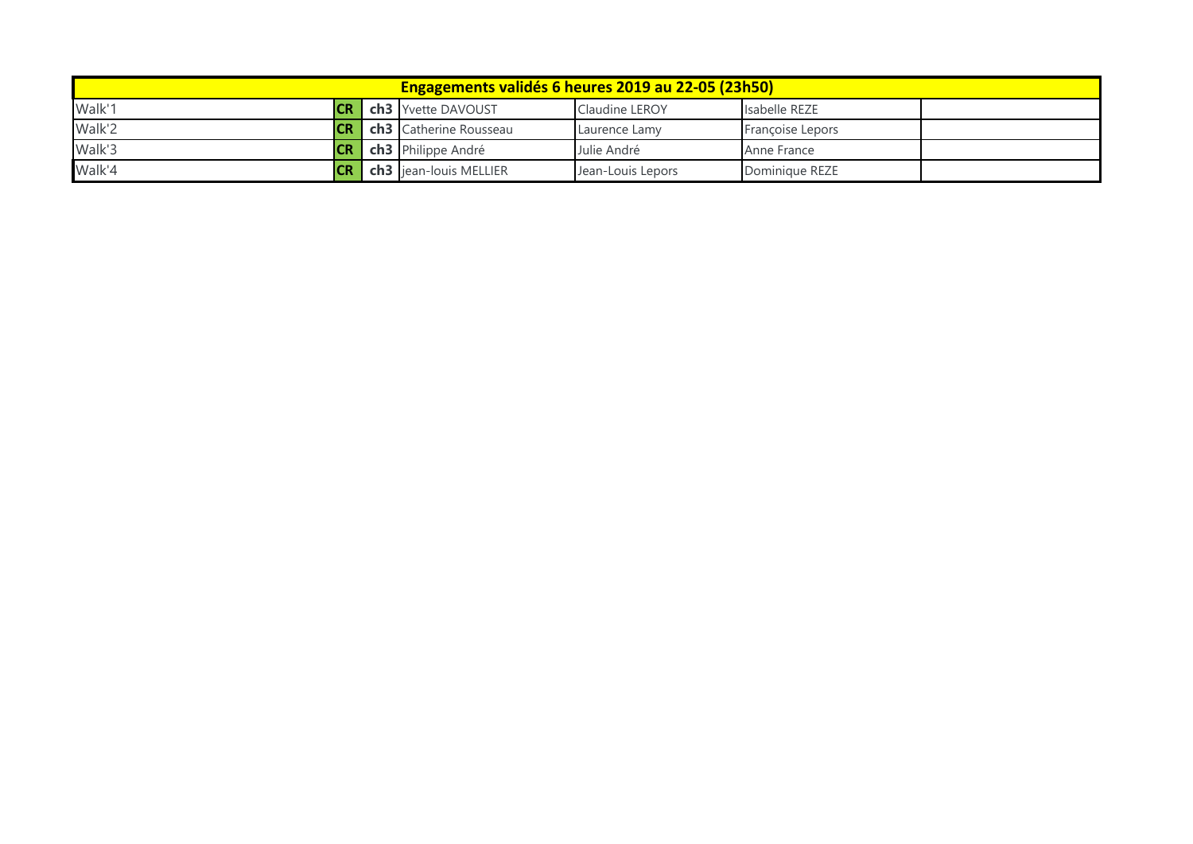| Engagements validés 6 heures 2019 au 22-05 (23h50) | | | | | | |
|---|---|---|---|---|---|---|
| Walk'1 | CR | ch3 | Yvette DAVOUST | Claudine LEROY | Isabelle REZE | |
| Walk'2 | CR | ch3 | Catherine Rousseau | Laurence Lamy | Françoise Lepors | |
| Walk'3 | CR | ch3 | Philippe André | Julie André | Anne France | |
| Walk'4 | CR | ch3 | jean-louis MELLIER | Jean-Louis Lepors | Dominique REZE | |